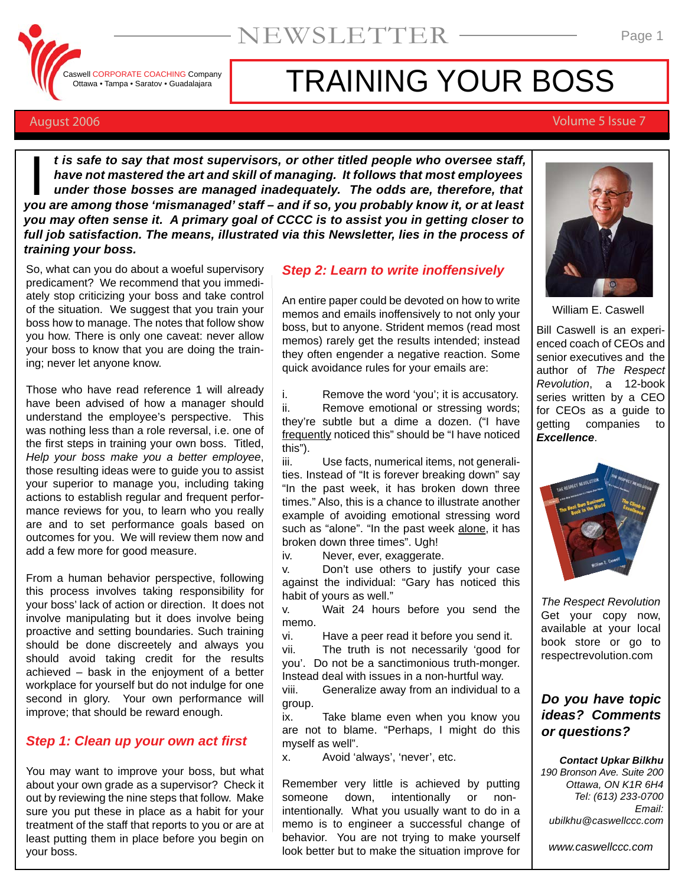# NEWSLETTER

Caswell CORPORATE COACHING Company
Ottawa • Tampa • Saratov • Guadalajara

# TRAINING YOUR BOSS

August 2006 — Volume 5 Issue 7

***It is safe to say that most supervisors, or other titled people who oversee staff, have not mastered the art and skill of managing. It follows that most employees under those bosses are managed inadequately. The odds are, therefore, that you are among those 'mismanaged' staff – and if so, you probably know it, or at least you may often sense it. A primary goal of CCCC is to assist you in getting closer to full job satisfaction. The means, illustrated via this Newsletter, lies in the process of training your boss.***

So, what can you do about a woeful supervisory predicament? We recommend that you immediately stop criticizing your boss and take control of the situation. We suggest that you train your boss how to manage. The notes that follow show you how. There is only one caveat: never allow your boss to know that you are doing the training; never let anyone know.

Those who have read reference 1 will already have been advised of how a manager should understand the employee's perspective. This was nothing less than a role reversal, i.e. one of the first steps in training your own boss. Titled, *Help your boss make you a better employee*, those resulting ideas were to guide you to assist your superior to manage you, including taking actions to establish regular and frequent performance reviews for you, to learn who you really are and to set performance goals based on outcomes for you. We will review them now and add a few more for good measure.

From a human behavior perspective, following this process involves taking responsibility for your boss' lack of action or direction. It does not involve manipulating but it does involve being proactive and setting boundaries. Such training should be done discreetly and always you should avoid taking credit for the results achieved – bask in the enjoyment of a better workplace for yourself but do not indulge for one second in glory. Your own performance will improve; that should be reward enough.

## Step 1: Clean up your own act first

You may want to improve your boss, but what about your own grade as a supervisor? Check it out by reviewing the nine steps that follow. Make sure you put these in place as a habit for your treatment of the staff that reports to you or are at least putting them in place before you begin on your boss.

## Step 2: Learn to write inoffensively

An entire paper could be devoted on how to write memos and emails inoffensively to not only your boss, but to anyone. Strident memos (read most memos) rarely get the results intended; instead they often engender a negative reaction. Some quick avoidance rules for your emails are:

i. Remove the word 'you'; it is accusatory.
ii. Remove emotional or stressing words; they're subtle but a dime a dozen. ("I have <u>frequently</u> noticed this" should be "I have noticed this").
iii. Use facts, numerical items, not generalities. Instead of "It is forever breaking down" say "In the past week, it has broken down three times." Also, this is a chance to illustrate another example of avoiding emotional stressing word such as "alone". "In the past week <u>alone</u>, it has broken down three times". Ugh!
iv. Never, ever, exaggerate.
v. Don't use others to justify your case against the individual: "Gary has noticed this habit of yours as well."
v. Wait 24 hours before you send the memo.
vi. Have a peer read it before you send it.
vii. The truth is not necessarily 'good for you'. Do not be a sanctimonious truth-monger. Instead deal with issues in a non-hurtful way.
viii. Generalize away from an individual to a group.
ix. Take blame even when you know you are not to blame. "Perhaps, I might do this myself as well".
x. Avoid 'always', 'never', etc.

Remember very little is achieved by putting someone down, intentionally or non-intentionally. What you usually want to do in a memo is to engineer a successful change of behavior. You are not trying to make yourself look better but to make the situation improve for

---

William E. Caswell

Bill Caswell is an experienced coach of CEOs and senior executives and the author of *The Respect Revolution*, a 12-book series written by a CEO for CEOs as a guide to getting companies to ***Excellence***.

*The Respect Revolution*
Get your copy now, available at your local book store or go to respectrevolution.com

### *Do you have topic ideas? Comments or questions?*

***Contact Upkar Bilkhu***
*190 Bronson Ave. Suite 200*
*Ottawa, ON K1R 6H4*
*Tel: (613) 233-0700*
*Email: ubilkhu@caswellccc.com*

*www.caswellccc.com*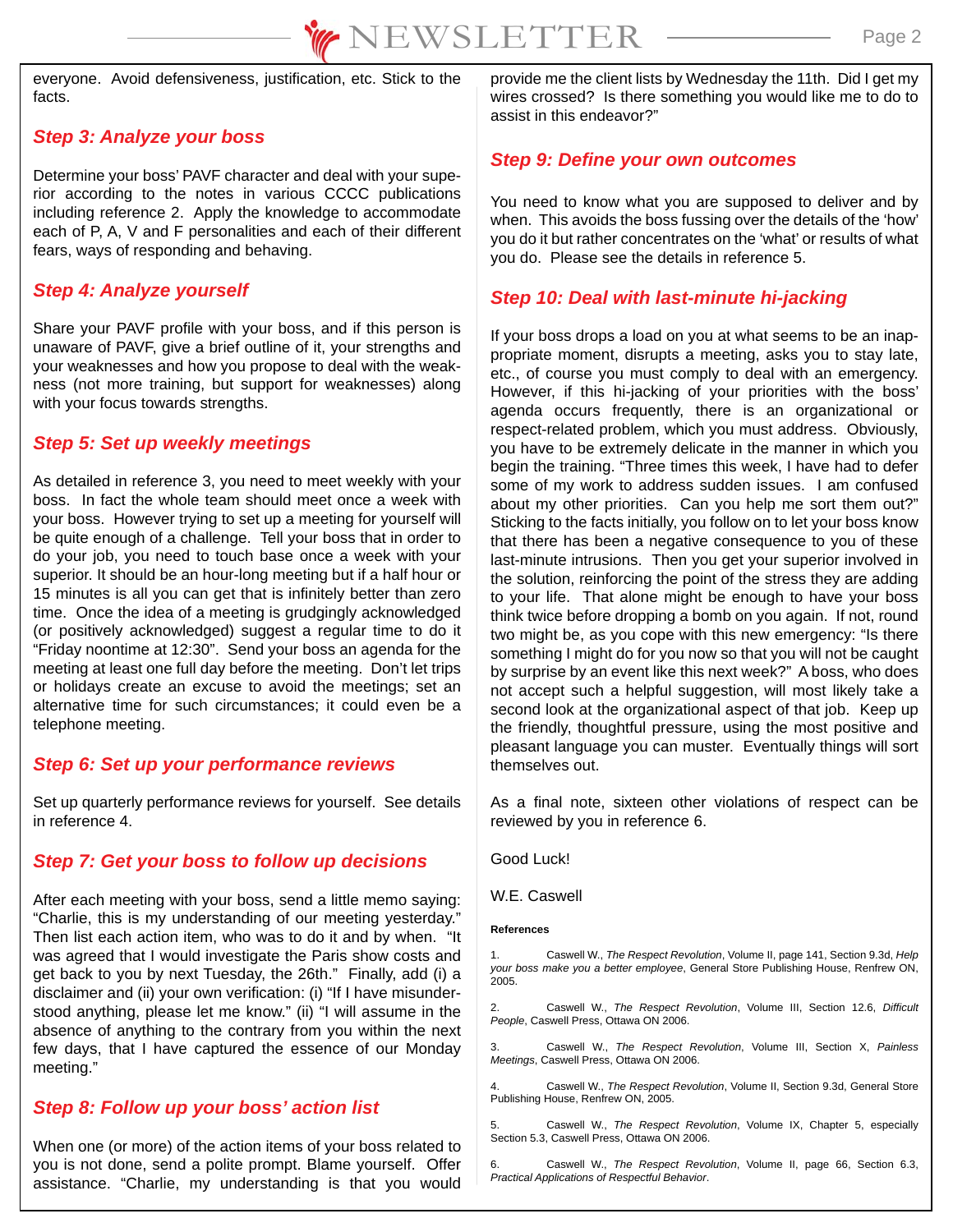everyone. Avoid defensiveness, justification, etc. Stick to the facts.

### Step 3: Analyze your boss

Determine your boss' PAVF character and deal with your superior according to the notes in various CCCC publications including reference 2. Apply the knowledge to accommodate each of P, A, V and F personalities and each of their different fears, ways of responding and behaving.

### Step 4: Analyze yourself

Share your PAVF profile with your boss, and if this person is unaware of PAVF, give a brief outline of it, your strengths and your weaknesses and how you propose to deal with the weakness (not more training, but support for weaknesses) along with your focus towards strengths.

### Step 5: Set up weekly meetings

As detailed in reference 3, you need to meet weekly with your boss. In fact the whole team should meet once a week with your boss. However trying to set up a meeting for yourself will be quite enough of a challenge. Tell your boss that in order to do your job, you need to touch base once a week with your superior. It should be an hour-long meeting but if a half hour or 15 minutes is all you can get that is infinitely better than zero time. Once the idea of a meeting is grudgingly acknowledged (or positively acknowledged) suggest a regular time to do it "Friday noontime at 12:30". Send your boss an agenda for the meeting at least one full day before the meeting. Don't let trips or holidays create an excuse to avoid the meetings; set an alternative time for such circumstances; it could even be a telephone meeting.

### Step 6: Set up your performance reviews

Set up quarterly performance reviews for yourself. See details in reference 4.

### Step 7: Get your boss to follow up decisions

After each meeting with your boss, send a little memo saying: "Charlie, this is my understanding of our meeting yesterday." Then list each action item, who was to do it and by when. "It was agreed that I would investigate the Paris show costs and get back to you by next Tuesday, the 26th." Finally, add (i) a disclaimer and (ii) your own verification: (i) "If I have misunderstood anything, please let me know." (ii) "I will assume in the absence of anything to the contrary from you within the next few days, that I have captured the essence of our Monday meeting."

### Step 8: Follow up your boss' action list

When one (or more) of the action items of your boss related to you is not done, send a polite prompt. Blame yourself. Offer assistance. "Charlie, my understanding is that you would provide me the client lists by Wednesday the 11th. Did I get my wires crossed? Is there something you would like me to do to assist in this endeavor?"

### Step 9: Define your own outcomes

You need to know what you are supposed to deliver and by when. This avoids the boss fussing over the details of the 'how' you do it but rather concentrates on the 'what' or results of what you do. Please see the details in reference 5.

### Step 10: Deal with last-minute hi-jacking

If your boss drops a load on you at what seems to be an inappropriate moment, disrupts a meeting, asks you to stay late, etc., of course you must comply to deal with an emergency. However, if this hi-jacking of your priorities with the boss' agenda occurs frequently, there is an organizational or respect-related problem, which you must address. Obviously, you have to be extremely delicate in the manner in which you begin the training. "Three times this week, I have had to defer some of my work to address sudden issues. I am confused about my other priorities. Can you help me sort them out?" Sticking to the facts initially, you follow on to let your boss know that there has been a negative consequence to you of these last-minute intrusions. Then you get your superior involved in the solution, reinforcing the point of the stress they are adding to your life. That alone might be enough to have your boss think twice before dropping a bomb on you again. If not, round two might be, as you cope with this new emergency: "Is there something I might do for you now so that you will not be caught by surprise by an event like this next week?" A boss, who does not accept such a helpful suggestion, will most likely take a second look at the organizational aspect of that job. Keep up the friendly, thoughtful pressure, using the most positive and pleasant language you can muster. Eventually things will sort themselves out.

As a final note, sixteen other violations of respect can be reviewed by you in reference 6.

Good Luck!

W.E. Caswell

**References**

1. Caswell W., *The Respect Revolution*, Volume II, page 141, Section 9.3d, *Help your boss make you a better employee*, General Store Publishing House, Renfrew ON, 2005.

2. Caswell W., *The Respect Revolution*, Volume III, Section 12.6, *Difficult People*, Caswell Press, Ottawa ON 2006.

3. Caswell W., *The Respect Revolution*, Volume III, Section X, *Painless Meetings*, Caswell Press, Ottawa ON 2006.

4. Caswell W., *The Respect Revolution*, Volume II, Section 9.3d, General Store Publishing House, Renfrew ON, 2005.

5. Caswell W., *The Respect Revolution*, Volume IX, Chapter 5, especially Section 5.3, Caswell Press, Ottawa ON 2006.

6. Caswell W., *The Respect Revolution*, Volume II, page 66, Section 6.3, *Practical Applications of Respectful Behavior*.